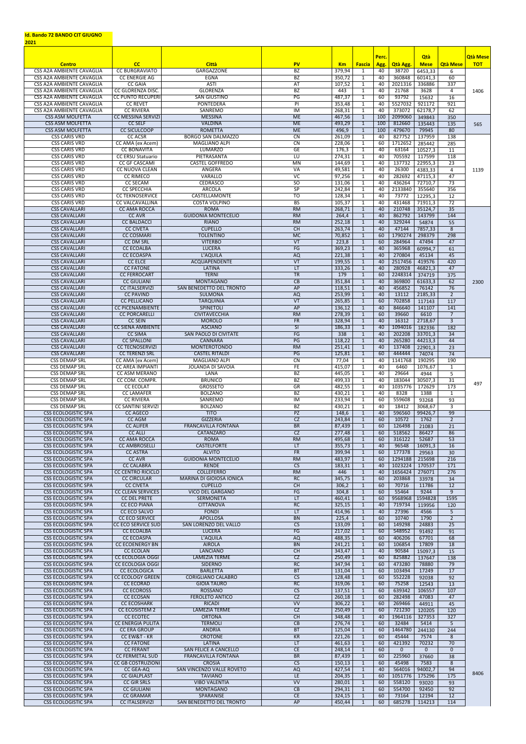**Id. Bando 72 BANDO CIT GIUGNO 2021**

| Centro | CC | Città | PV | Km | Fascia | Perc. Agg. | Qtà Agg. | Qtà Mese | Qtà Mese | Qtà Mese TOT |
|---|---|---|---|---|---|---|---|---|---|---|
| CSS A2A AMBIENTE CAVAGLIA | CC BURGRAVIATO | GARGAZZONE | BZ | 379,94 | 1 | 40 | 38720 | 6453,33 | 6 | 1406 |
| CSS A2A AMBIENTE CAVAGLIA | CC ENERGIE AG | EGNA | BZ | 350,72 | 1 | 40 | 360848 | 60141,3 | 60 | |
| CSS A2A AMBIENTE CAVAGLIA | CC GAIA | ASTI | AT | 107,52 | 1 | 40 | 2021316 | 336886 | 337 | |
| CSS A2A AMBIENTE CAVAGLIA | CC GLORENZA DISC. | GLORENZA | BZ | 443 | 1 | 40 | 21768 | 3628 | 4 | |
| CSS A2A AMBIENTE CAVAGLIA | CC PUNTO RECUPERI | SAN GIUSTINO | PG | 487,37 | 1 | 60 | 93792 | 15632 | 16 | |
| CSS A2A AMBIENTE CAVAGLIA | CC REVET | PONTEDERA | PI | 353,48 | 1 | 40 | 5527032 | 921172 | 921 | |
| CSS A2A AMBIENTE CAVAGLIA | CC RIVIERA | SANREMO | IM | 268,31 | 1 | 40 | 373072 | 62178,7 | 62 | |
| CSS ASM MOLFETTA | CC MESSINA SERVIZI | MESSINA | ME | 467,56 | 1 | 100 | 2099060 | 349843 | 350 | 565 |
| CSS ASM MOLFETTA | CC SELF | VALDINA | ME | 493,29 | 1 | 100 | 812660 | 135443 | 135 | |
| CSS ASM MOLFETTA | CC SICULCOOP | ROMETTA | ME | 496,9 | 1 | 100 | 479670 | 79945 | 80 | |
| CSS CARIS VRD | CC ACSR | BORGO SAN DALMAZZO | CN | 261,09 | 1 | 40 | 827752 | 137959 | 138 | 1139 |
| CSS CARIS VRD | CC AMA (ex Acem) | MAGLIANO ALPI | CN | 228,06 | 1 | 60 | 1712652 | 285442 | 285 | |
| CSS CARIS VRD | CC BONAVITA | LUMARZO | GE | 176,3 | 1 | 40 | 63164 | 10527,3 | 11 | |
| CSS CARIS VRD | CC ERSU Statuario | PIETRASANTA | LU | 274,31 | 1 | 40 | 705592 | 117599 | 118 | |
| CSS CARIS VRD | CC GF CASCAMI | CASTEL GOFFREDO | MN | 144,69 | 1 | 40 | 137732 | 22955,3 | 23 | |
| CSS CARIS VRD | CC NUOVA CLEAN | ANGERA | VA | 49,581 | 1 | 40 | 26300 | 4383,33 | 4 | |
| CSS CARIS VRD | CC RIMECO | VARALLO | VC | 97,256 | 1 | 40 | 282692 | 47115,3 | 47 | |
| CSS CARIS VRD | CC SECAM | CEDRASCO | SO | 131,06 | 1 | 40 | 436264 | 72710,7 | 73 | |
| CSS CARIS VRD | CC SPECCHIA | ARCOLA | SP | 242,84 | 1 | 40 | 2133840 | 355640 | 356 | |
| CSS CARIS VRD | CC TEKNOSERVICE | CASTELLAMONTE | TO | 128,34 | 1 | 40 | 73772 | 12295,3 | 12 | |
| CSS CARIS VRD | CC VALCAVALLINA | COSTA VOLPINO | BS | 105,37 | 1 | 40 | 431468 | 71911,3 | 72 | |
| CSS CAVALLARI | CC AMA ROCCA | ROMA | RM | 268,71 | 1 | 40 | 210748 | 35124,7 | 35 | 2300 |
| CSS CAVALLARI | CC AVR | GUIDONIA MONTECELIO | RM | 264,4 | 1 | 40 | 862792 | 143799 | 144 | |
| CSS CAVALLARI | CC BALDACCI | RIANO | RM | 252,18 | 1 | 40 | 329244 | 54874 | 55 | |
| CSS CAVALLARI | CC CIVETA | CUPELLO | CH | 263,74 | 1 | 40 | 47144 | 7857,33 | 8 | |
| CSS CAVALLARI | CC COSMARI | TOLENTINO | MC | 70,852 | 1 | 60 | 1790274 | 298379 | 298 | |
| CSS CAVALLARI | CC DM SRL | VITERBO | VT | 223,8 | 1 | 60 | 284964 | 47494 | 47 | |
| CSS CAVALLARI | CC ECOALBA | LUCERA | FG | 369,23 | 1 | 40 | 365968 | 60994,7 | 61 | |
| CSS CAVALLARI | CC ECOASPA | L'AQUILA | AQ | 221,38 | 1 | 40 | 270804 | 45134 | 45 | |
| CSS CAVALLARI | CC ELCE | ACQUAPENDENTE | VT | 199,55 | 1 | 40 | 2517456 | 419576 | 420 | |
| CSS CAVALLARI | CC FATONE | LATINA | LT | 333,26 | 1 | 40 | 280928 | 46821,3 | 47 | |
| CSS CAVALLARI | CC FERROCART | TERNI | TR | 179 | 1 | 60 | 2248314 | 374719 | 375 | |
| CSS CAVALLARI | CC GIULIANI | MONTAGANO | CB | 351,84 | 1 | 40 | 369800 | 61633,3 | 62 | |
| CSS CAVALLARI | CC ITALSERVIZI | SAN BENEDETTO DEL TRONTO | AP | 118,51 | 1 | 40 | 456852 | 76142 | 76 | |
| CSS CAVALLARI | CC PAVIND | SULMONA | AQ | 253,99 | 1 | 40 | 13112 | 2185,33 | 2 | |
| CSS CAVALLARI | CC PELLICANO | TARQUINIA | VT | 265,85 | 1 | 60 | 702858 | 117143 | 117 | |
| CSS CAVALLARI | CC PICENAMBIENTE | SPINETOLI | AP | 136,12 | 1 | 40 | 846640 | 141107 | 141 | |
| CSS CAVALLARI | CC PORCARELLI | CIVITAVECCHIA | RM | 278,39 | 1 | 60 | 39660 | 6610 | 7 | |
| CSS CAVALLARI | CC SEIN | MOROLO | FR | 328,94 | 1 | 40 | 16312 | 2718,67 | 3 | |
| CSS CAVALLARI | CC SIENA AMBIENTE | ASCIANO | SI | 186,33 | 1 | 40 | 1094016 | 182336 | 182 | |
| CSS CAVALLARI | CC SIMA | SAN PAOLO DI CIVITATE | FG | 338 | 1 | 40 | 202208 | 33701,3 | 34 | |
| CSS CAVALLARI | CC SPALLONI | CANNARA | PG | 118,22 | 1 | 40 | 265280 | 44213,3 | 44 | |
| CSS CAVALLARI | CC TECNOSERVIZI | MONTEROTONDO | RM | 251,41 | 1 | 40 | 137408 | 22901,3 | 23 | |
| CSS CAVALLARI | CC TERENZI SRL | CASTEL RITALDI | PG | 125,81 | 1 | 60 | 444444 | 74074 | 74 | |
| CSS DEMAP SRL | CC AMA (ex Acem) | MAGLIANO ALPI | CN | 77,04 | 1 | 40 | 1141768 | 190295 | 190 | 497 |
| CSS DEMAP SRL | CC AREA IMPIANTI | JOLANDA DI SAVOIA | FE | 415,07 | 1 | 40 | 6460 | 1076,67 | 1 | |
| CSS DEMAP SRL | CC ASM MERANO | LANA | BZ | 445,05 | 1 | 40 | 29664 | 4944 | 5 | |
| CSS DEMAP SRL | CC COM. COMPR. | BRUNICO | BZ | 499,33 | 1 | 40 | 183044 | 30507,3 | 31 | |
| CSS DEMAP SRL | CC ECOLAT | GROSSETO | GR | 482,55 | 1 | 40 | 1035776 | 172629 | 173 | |
| CSS DEMAP SRL | CC LAMAFER | BOLZANO | BZ | 430,21 | 1 | 40 | 8328 | 1388 | 1 | |
| CSS DEMAP SRL | CC RIVIERA | SANREMO | IM | 233,94 | 1 | 60 | 559608 | 93268 | 93 | |
| CSS DEMAP SRL | CC SANTINI SERVIZI | BOLZANO | BZ | 430,21 | 1 | 40 | 18412 | 3068,67 | 3 | |
| CSS ECOLOGISTIC SPA | CC AGECO | TITO | PZ | 148,6 | 1 | 40 | 596560 | 99426,7 | 99 | 8406 |
| CSS ECOLOGISTIC SPA | CC AGM | GIZZERIA | CZ | 243,84 | 1 | 60 | 10572 | 1762 | 2 | |
| CSS ECOLOGISTIC SPA | CC ALIFER | FRANCAVILLA FONTANA | BR | 87,439 | 1 | 60 | 126498 | 21083 | 21 | |
| CSS ECOLOGISTIC SPA | CC ALLI | CATANZARO | CZ | 277,48 | 1 | 60 | 518562 | 86427 | 86 | |
| CSS ECOLOGISTIC SPA | CC AMA ROCCA | ROMA | RM | 495,68 | 1 | 60 | 316122 | 52687 | 53 | |
| CSS ECOLOGISTIC SPA | CC AMBROSELLI | CASTELFORTE | LT | 355,73 | 1 | 40 | 96548 | 16091,3 | 16 | |
| CSS ECOLOGISTIC SPA | CC ASTRA | ALVITO | FR | 399,94 | 1 | 60 | 177378 | 29563 | 30 | |
| CSS ECOLOGISTIC SPA | CC AVR | GUIDONIA MONTECELIO | RM | 483,97 | 1 | 60 | 1294188 | 215698 | 216 | |
| CSS ECOLOGISTIC SPA | CC CALABRA | RENDE | CS | 183,31 | 1 | 40 | 1023224 | 170537 | 171 | |
| CSS ECOLOGISTIC SPA | CC CENTRO RICICLO | COLLEFERRO | RM | 446 | 1 | 40 | 1656424 | 276071 | 276 | |
| CSS ECOLOGISTIC SPA | CC CIRCULAR | MARINA DI GIOIOSA IONICA | RC | 345,75 | 1 | 60 | 203868 | 33978 | 34 | |
| CSS ECOLOGISTIC SPA | CC CIVETA | CUPELLO | CH | 306,2 | 1 | 60 | 70716 | 11786 | 12 | |
| CSS ECOLOGISTIC SPA | CC CLEAN SERVICES | VICO DEL GARGANO | FG | 304,8 | 1 | 60 | 55464 | 9244 | 9 | |
| CSS ECOLOGISTIC SPA | CC DEL PRETE | SERMONETA | LT | 460,41 | 1 | 60 | 9568968 | 1594828 | 1595 | |
| CSS ECOLOGISTIC SPA | CC ECO PIANA | CITTANOVA | RC | 325,15 | 1 | 40 | 719734 | 119956 | 120 | |
| CSS ECOLOGISTIC SPA | CC ECO SALVO | FONDI | LT | 414,96 | 1 | 40 | 27396 | 4566 | 5 | |
| CSS ECOLOGISTIC SPA | CC ECO SERVICE | APOLLOSA | BN | 225,4 | 1 | 60 | 10740 | 1790 | 2 | |
| CSS ECOLOGISTIC SPA | CC ECO SERVICE SUD | SAN LORENZO DEL VALLO | CS | 133,09 | 1 | 60 | 149298 | 24883 | 25 | |
| CSS ECOLOGISTIC SPA | CC ECOALBA | LUCERA | FG | 217,02 | 1 | 60 | 548952 | 91492 | 91 | |
| CSS ECOLOGISTIC SPA | CC ECOASPA | L'AQUILA | AQ | 488,35 | 1 | 60 | 406206 | 67701 | 68 | |
| CSS ECOLOGISTIC SPA | CC ECOENERGY BN | AIROLA | BN | 241,21 | 1 | 60 | 106854 | 17809 | 18 | |
| CSS ECOLOGISTIC SPA | CC ECOLAN | LANCIANO | CH | 343,47 | 1 | 40 | 90584 | 15097,3 | 15 | |
| CSS ECOLOGISTIC SPA | CC ECOLOGIA OGGI | LAMEZIA TERME | CZ | 250,49 | 1 | 60 | 825882 | 137647 | 138 | |
| CSS ECOLOGISTIC SPA | CC ECOLOGIA OGGI | SIDERNO | RC | 347,94 | 1 | 60 | 473280 | 78880 | 79 | |
| CSS ECOLOGISTIC SPA | CC ECOLOGICA | BARLETTA | BT | 131,04 | 1 | 60 | 103494 | 17249 | 17 | |
| CSS ECOLOGISTIC SPA | CC ECOLOGY GREEN | CORIGLIANO CALABRO | CS | 128,48 | 1 | 60 | 552228 | 92038 | 92 | |
| CSS ECOLOGISTIC SPA | CC ECORAD | GIOIA TAURO | RC | 319,06 | 1 | 60 | 75258 | 12543 | 13 | |
| CSS ECOLOGISTIC SPA | CC ECOROSS | ROSSANO | CS | 137,51 | 1 | 60 | 639342 | 106557 | 107 | |
| CSS ECOLOGISTIC SPA | CC ECOSAN | FEROLETO ANTICO | CZ | 260,18 | 1 | 60 | 282498 | 47083 | 47 | |
| CSS ECOLOGISTIC SPA | CC ECOSHARK | RICADI | VV | 306,22 | 1 | 60 | 269466 | 44911 | 45 | |
| CSS ECOLOGISTIC SPA | CC ECOSISTEM 2 | LAMEZIA TERME | CZ | 250,49 | 1 | 60 | 721230 | 120205 | 120 | |
| CSS ECOLOGISTIC SPA | CC ECOTEC | ORTONA | CH | 348,48 | 1 | 40 | 1964116 | 327353 | 327 | |
| CSS ECOLOGISTIC SPA | CC ENERGIA PULITA | TERMOLI | CB | 276,74 | 1 | 60 | 32484 | 5414 | 5 | |
| CSS ECOLOGISTIC SPA | CC ERA GROUP | ANDRIA | BT | 125,04 | 1 | 60 | 1464780 | 244130 | 244 | |
| CSS ECOLOGISTIC SPA | CC EW&T - KR | CROTONE | KR | 221,26 | 1 | 60 | 45444 | 7574 | 8 | |
| CSS ECOLOGISTIC SPA | CC FATONE | LATINA | LT | 461,63 | 1 | 60 | 421392 | 70232 | 70 | |
| CSS ECOLOGISTIC SPA | CC FERANT | SAN FELICE A CANCELLO | CE | 248,14 | 1 | 60 | 0 | 0 | 0 | |
| CSS ECOLOGISTIC SPA | CC FERMETAL SUD | FRANCAVILLA FONTANA | BR | 87,439 | 1 | 60 | 225960 | 37660 | 38 | |
| CSS ECOLOGISTIC SPA | CC GB COSTRUZIONI | CROSIA | CS | 150,13 | 1 | 60 | 45498 | 7583 | 8 | |
| CSS ECOLOGISTIC SPA | CC GEA-AQ | SAN VINCENZO VALLE ROVETO | AQ | 427,54 | 1 | 40 | 564016 | 94002,7 | 94 | |
| CSS ECOLOGISTIC SPA | CC GIALPLAST | TAVIANO | LE | 204,35 | 1 | 60 | 1051776 | 175296 | 175 | |
| CSS ECOLOGISTIC SPA | CC GIR SRLS | VIBO VALENTIA | VV | 280,01 | 1 | 60 | 558120 | 93020 | 93 | |
| CSS ECOLOGISTIC SPA | CC GIULIANI | MONTAGANO | CB | 294,31 | 1 | 60 | 554700 | 92450 | 92 | |
| CSS ECOLOGISTIC SPA | CC GRAMAR | SPARANISE | CE | 324,15 | 1 | 60 | 73164 | 12194 | 12 | |
| CSS ECOLOGISTIC SPA | CC ITALSERVIZI | SAN BENEDETTO DEL TRONTO | AP | 450,44 | 1 | 60 | 685278 | 114213 | 114 | |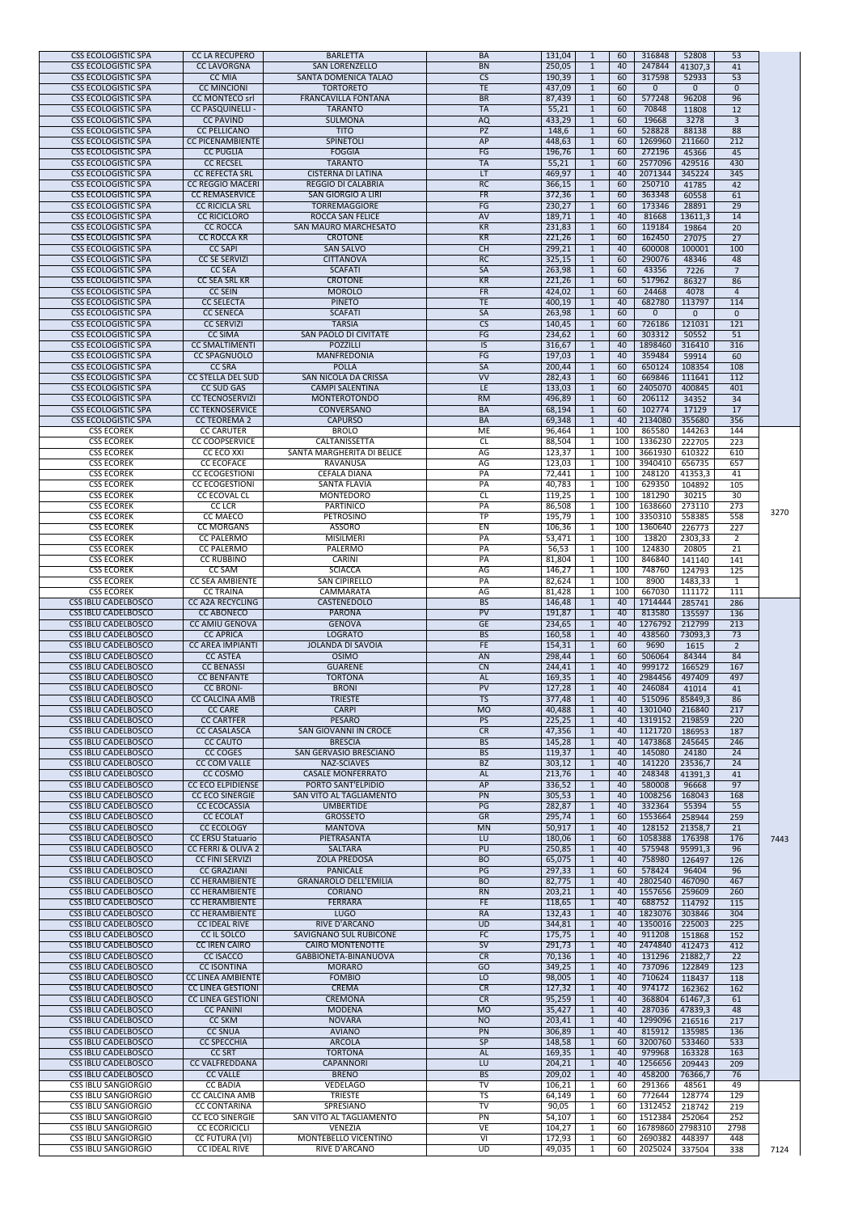| | | | | | | | | | | |
|---|---|---|---|---|---|---|---|---|---|---|
| CSS ECOLOGISTIC SPA | CC LA RECUPERO | BARLETTA | BA | 131,04 | 1 | 60 | 316848 | 52808 | 53 | |
| CSS ECOLOGISTIC SPA | CC LAVORGNA | SAN LORENZELLO | BN | 250,05 | 1 | 40 | 247844 | 41307,3 | 41 | |
| CSS ECOLOGISTIC SPA | CC MIA | SANTA DOMENICA TALAO | CS | 190,39 | 1 | 60 | 317598 | 52933 | 53 | |
| CSS ECOLOGISTIC SPA | CC MINCIONI | TORTORETO | TE | 437,09 | 1 | 60 | 0 | 0 | 0 | |
| CSS ECOLOGISTIC SPA | CC MONTECO srl | FRANCAVILLA FONTANA | BR | 87,439 | 1 | 60 | 577248 | 96208 | 96 | |
| CSS ECOLOGISTIC SPA | CC PASQUINELLI - | TARANTO | TA | 55,21 | 1 | 60 | 70848 | 11808 | 12 | |
| CSS ECOLOGISTIC SPA | CC PAVIND | SULMONA | AQ | 433,29 | 1 | 60 | 19668 | 3278 | 3 | |
| CSS ECOLOGISTIC SPA | CC PELLICANO | TITO | PZ | 148,6 | 1 | 60 | 528828 | 88138 | 88 | |
| CSS ECOLOGISTIC SPA | CC PICENAMBIENTE | SPINETOLI | AP | 448,63 | 1 | 60 | 1269960 | 211660 | 212 | |
| CSS ECOLOGISTIC SPA | CC PUGLIA | FOGGIA | FG | 196,76 | 1 | 60 | 272196 | 45366 | 45 | |
| CSS ECOLOGISTIC SPA | CC RECSEL | TARANTO | TA | 55,21 | 1 | 60 | 2577096 | 429516 | 430 | |
| CSS ECOLOGISTIC SPA | CC REFECTA SRL | CISTERNA DI LATINA | LT | 469,97 | 1 | 40 | 2071344 | 345224 | 345 | |
| CSS ECOLOGISTIC SPA | CC REGGIO MACERI | REGGIO DI CALABRIA | RC | 366,15 | 1 | 60 | 250710 | 41785 | 42 | |
| CSS ECOLOGISTIC SPA | CC REMASERVICE | SAN GIORGIO A LIRI | FR | 372,36 | 1 | 60 | 363348 | 60558 | 61 | |
| CSS ECOLOGISTIC SPA | CC RICICLA SRL | TORREMAGGIORE | FG | 230,27 | 1 | 60 | 173346 | 28891 | 29 | |
| CSS ECOLOGISTIC SPA | CC RICICLORO | ROCCA SAN FELICE | AV | 189,71 | 1 | 40 | 81668 | 13611,3 | 14 | |
| CSS ECOLOGISTIC SPA | CC ROCCA | SAN MAURO MARCHESATO | KR | 231,83 | 1 | 60 | 119184 | 19864 | 20 | |
| CSS ECOLOGISTIC SPA | CC ROCCA KR | CROTONE | KR | 221,26 | 1 | 60 | 162450 | 27075 | 27 | |
| CSS ECOLOGISTIC SPA | CC SAPI | SAN SALVO | CH | 299,21 | 1 | 40 | 600008 | 100001 | 100 | |
| CSS ECOLOGISTIC SPA | CC SE SERVIZI | CITTANOVA | RC | 325,15 | 1 | 60 | 290076 | 48346 | 48 | |
| CSS ECOLOGISTIC SPA | CC SEA | SCAFATI | SA | 263,98 | 1 | 60 | 43356 | 7226 | 7 | |
| CSS ECOLOGISTIC SPA | CC SEA SRL KR | CROTONE | KR | 221,26 | 1 | 60 | 517962 | 86327 | 86 | |
| CSS ECOLOGISTIC SPA | CC SEIN | MOROLO | FR | 424,02 | 1 | 60 | 24468 | 4078 | 4 | |
| CSS ECOLOGISTIC SPA | CC SELECTA | PINETO | TE | 400,19 | 1 | 40 | 682780 | 113797 | 114 | |
| CSS ECOLOGISTIC SPA | CC SENECA | SCAFATI | SA | 263,98 | 1 | 60 | 0 | 0 | 0 | |
| CSS ECOLOGISTIC SPA | CC SERVIZI | TARSIA | CS | 140,45 | 1 | 60 | 726186 | 121031 | 121 | |
| CSS ECOLOGISTIC SPA | CC SIMA | SAN PAOLO DI CIVITATE | FG | 234,62 | 1 | 60 | 303312 | 50552 | 51 | |
| CSS ECOLOGISTIC SPA | CC SMALTIMENTI | POZZILLI | IS | 316,67 | 1 | 40 | 1898460 | 316410 | 316 | |
| CSS ECOLOGISTIC SPA | CC SPAGNUOLO | MANFREDONIA | FG | 197,03 | 1 | 40 | 359484 | 59914 | 60 | |
| CSS ECOLOGISTIC SPA | CC SRA | POLLA | SA | 200,44 | 1 | 60 | 650124 | 108354 | 108 | |
| CSS ECOLOGISTIC SPA | CC STELLA DEL SUD | SAN NICOLA DA CRISSA | VV | 282,43 | 1 | 60 | 669846 | 111641 | 112 | |
| CSS ECOLOGISTIC SPA | CC SUD GAS | CAMPI SALENTINA | LE | 133,03 | 1 | 60 | 2405070 | 400845 | 401 | |
| CSS ECOLOGISTIC SPA | CC TECNOSERVIZI | MONTEROTONDO | RM | 496,89 | 1 | 60 | 206112 | 34352 | 34 | |
| CSS ECOLOGISTIC SPA | CC TEKNOSERVICE | CONVERSANO | BA | 68,194 | 1 | 60 | 102774 | 17129 | 17 | |
| CSS ECOLOGISTIC SPA | CC TEOREMA 2 | CAPURSO | BA | 69,348 | 1 | 40 | 2134080 | 355680 | 356 | |
| CSS ECOREK | CC CARUTER | BROLO | ME | 96,464 | 1 | 100 | 865580 | 144263 | 144 | |
| CSS ECOREK | CC COOPSERVICE | CALTANISSETTA | CL | 88,504 | 1 | 100 | 1336230 | 222705 | 223 | |
| CSS ECOREK | CC ECO XXI | SANTA MARGHERITA DI BELICE | AG | 123,37 | 1 | 100 | 3661930 | 610322 | 610 | |
| CSS ECOREK | CC ECOFACE | RAVANUSA | AG | 123,03 | 1 | 100 | 3940410 | 656735 | 657 | |
| CSS ECOREK | CC ECOGESTIONI | CEFALA DIANA | PA | 72,441 | 1 | 100 | 248120 | 41353,3 | 41 | |
| CSS ECOREK | CC ECOGESTIONI | SANTA FLAVIA | PA | 40,783 | 1 | 100 | 629350 | 104892 | 105 | |
| CSS ECOREK | CC ECOVAL CL | MONTEDORO | CL | 119,25 | 1 | 100 | 181290 | 30215 | 30 | |
| CSS ECOREK | CC LCR | PARTINICO | PA | 86,508 | 1 | 100 | 1638660 | 273110 | 273 | |
| CSS ECOREK | CC MAECO | PETROSINO | TP | 195,79 | 1 | 100 | 3350310 | 558385 | 558 | 3270 |
| CSS ECOREK | CC MORGANS | ASSORO | EN | 106,36 | 1 | 100 | 1360640 | 226773 | 227 | |
| CSS ECOREK | CC PALERMO | MISILMERI | PA | 53,471 | 1 | 100 | 13820 | 2303,33 | 2 | |
| CSS ECOREK | CC PALERMO | PALERMO | PA | 56,53 | 1 | 100 | 124830 | 20805 | 21 | |
| CSS ECOREK | CC RUBBINO | CARINI | PA | 81,804 | 1 | 100 | 846840 | 141140 | 141 | |
| CSS ECOREK | CC SAM | SCIACCA | AG | 146,27 | 1 | 100 | 748760 | 124793 | 125 | |
| CSS ECOREK | CC SEA AMBIENTE | SAN CIPIRELLO | PA | 82,624 | 1 | 100 | 8900 | 1483,33 | 1 | |
| CSS ECOREK | CC TRAINA | CAMMARATA | AG | 81,428 | 1 | 100 | 667030 | 111172 | 111 | |
| CSS IBLU CADELBOSCO | CC A2A RECYCLING | CASTENEDOLO | BS | 146,48 | 1 | 40 | 1714444 | 285741 | 286 | |
| CSS IBLU CADELBOSCO | CC ABONECO | PARONA | PV | 191,87 | 1 | 40 | 813580 | 135597 | 136 | |
| CSS IBLU CADELBOSCO | CC AMIU GENOVA | GENOVA | GE | 234,65 | 1 | 40 | 1276792 | 212799 | 213 | |
| CSS IBLU CADELBOSCO | CC APRICA | LOGRATO | BS | 160,58 | 1 | 40 | 438560 | 73093,3 | 73 | |
| CSS IBLU CADELBOSCO | CC AREA IMPIANTI | JOLANDA DI SAVOIA | FE | 154,31 | 1 | 60 | 9690 | 1615 | 2 | |
| CSS IBLU CADELBOSCO | CC ASTEA | OSIMO | AN | 298,44 | 1 | 60 | 506064 | 84344 | 84 | |
| CSS IBLU CADELBOSCO | CC BENASSI | GUARENE | CN | 244,41 | 1 | 40 | 999172 | 166529 | 167 | |
| CSS IBLU CADELBOSCO | CC BENFANTE | TORTONA | AL | 169,35 | 1 | 40 | 2984456 | 497409 | 497 | |
| CSS IBLU CADELBOSCO | CC BRONI- | BRONI | PV | 127,28 | 1 | 40 | 246084 | 41014 | 41 | |
| CSS IBLU CADELBOSCO | CC CALCINA AMB | TRIESTE | TS | 377,48 | 1 | 40 | 515096 | 85849,3 | 86 | |
| CSS IBLU CADELBOSCO | CC CARE | CARPI | MO | 40,488 | 1 | 40 | 1301040 | 216840 | 217 | |
| CSS IBLU CADELBOSCO | CC CARTFER | PESARO | PS | 225,25 | 1 | 40 | 1319152 | 219859 | 220 | |
| CSS IBLU CADELBOSCO | CC CASALASCA | SAN GIOVANNI IN CROCE | CR | 47,356 | 1 | 40 | 1121720 | 186953 | 187 | |
| CSS IBLU CADELBOSCO | CC CAUTO | BRESCIA | BS | 145,28 | 1 | 40 | 1473868 | 245645 | 246 | |
| CSS IBLU CADELBOSCO | CC COGES | SAN GERVASIO BRESCIANO | BS | 119,37 | 1 | 40 | 145080 | 24180 | 24 | |
| CSS IBLU CADELBOSCO | CC COM VALLE | NAZ-SCIAVES | BZ | 303,12 | 1 | 40 | 141220 | 23536,7 | 24 | |
| CSS IBLU CADELBOSCO | CC COSMO | CASALE MONFERRATO | AL | 213,76 | 1 | 40 | 248348 | 41391,3 | 41 | |
| CSS IBLU CADELBOSCO | CC ECO ELPIDIENSE | PORTO SANT'ELPIDIO | AP | 336,52 | 1 | 40 | 580008 | 96668 | 97 | |
| CSS IBLU CADELBOSCO | CC ECO SINERGIE | SAN VITO AL TAGLIAMENTO | PN | 305,53 | 1 | 40 | 1008256 | 168043 | 168 | |
| CSS IBLU CADELBOSCO | CC ECOCASSIA | UMBERTIDE | PG | 282,87 | 1 | 40 | 332364 | 55394 | 55 | |
| CSS IBLU CADELBOSCO | CC ECOLAT | GROSSETO | GR | 295,74 | 1 | 60 | 1553664 | 258944 | 259 | |
| CSS IBLU CADELBOSCO | CC ECOLOGY | MANTOVA | MN | 50,917 | 1 | 40 | 128152 | 21358,7 | 21 | |
| CSS IBLU CADELBOSCO | CC ERSU Statuario | PIETRASANTA | LU | 180,06 | 1 | 60 | 1058388 | 176398 | 176 | 7443 |
| CSS IBLU CADELBOSCO | CC FERRI & OLIVA 2 | SALTARA | PU | 250,85 | 1 | 40 | 575948 | 95991,3 | 96 | |
| CSS IBLU CADELBOSCO | CC FINI SERVIZI | ZOLA PREDOSA | BO | 65,075 | 1 | 40 | 758980 | 126497 | 126 | |
| CSS IBLU CADELBOSCO | CC GRAZIANI | PANICALE | PG | 297,33 | 1 | 60 | 578424 | 96404 | 96 | |
| CSS IBLU CADELBOSCO | CC HERAMBIENTE | GRANAROLO DELL'EMILIA | BO | 82,775 | 1 | 40 | 2802540 | 467090 | 467 | |
| CSS IBLU CADELBOSCO | CC HERAMBIENTE | CORIANO | RN | 203,21 | 1 | 40 | 1557656 | 259609 | 260 | |
| CSS IBLU CADELBOSCO | CC HERAMBIENTE | FERRARA | FE | 118,65 | 1 | 40 | 688752 | 114792 | 115 | |
| CSS IBLU CADELBOSCO | CC HERAMBIENTE | LUGO | RA | 132,43 | 1 | 40 | 1823076 | 303846 | 304 | |
| CSS IBLU CADELBOSCO | CC IDEAL RIVE | RIVE D'ARCANO | UD | 344,81 | 1 | 40 | 1350016 | 225003 | 225 | |
| CSS IBLU CADELBOSCO | CC IL SOLCO | SAVIGNANO SUL RUBICONE | FC | 175,75 | 1 | 40 | 911208 | 151868 | 152 | |
| CSS IBLU CADELBOSCO | CC IREN CAIRO | CAIRO MONTENOTTE | SV | 291,73 | 1 | 40 | 2474840 | 412473 | 412 | |
| CSS IBLU CADELBOSCO | CC ISACCO | GABBIONETA-BINANUOVA | CR | 70,136 | 1 | 40 | 131296 | 21882,7 | 22 | |
| CSS IBLU CADELBOSCO | CC ISONTINA | MORARO | GO | 349,25 | 1 | 40 | 737096 | 122849 | 123 | |
| CSS IBLU CADELBOSCO | CC LINEA AMBIENTE | FOMBIO | LO | 98,005 | 1 | 40 | 710624 | 118437 | 118 | |
| CSS IBLU CADELBOSCO | CC LINEA GESTIONI | CREMA | CR | 127,32 | 1 | 40 | 974172 | 162362 | 162 | |
| CSS IBLU CADELBOSCO | CC LINEA GESTIONI | CREMONA | CR | 95,259 | 1 | 40 | 368804 | 61467,3 | 61 | |
| CSS IBLU CADELBOSCO | CC PANINI | MODENA | MO | 35,427 | 1 | 40 | 287036 | 47839,3 | 48 | |
| CSS IBLU CADELBOSCO | CC SKM | NOVARA | NO | 203,41 | 1 | 40 | 1299096 | 216516 | 217 | |
| CSS IBLU CADELBOSCO | CC SNUA | AVIANO | PN | 306,89 | 1 | 40 | 815912 | 135985 | 136 | |
| CSS IBLU CADELBOSCO | CC SPECCHIA | ARCOLA | SP | 148,58 | 1 | 60 | 3200760 | 533460 | 533 | |
| CSS IBLU CADELBOSCO | CC SRT | TORTONA | AL | 169,35 | 1 | 40 | 979968 | 163328 | 163 | |
| CSS IBLU CADELBOSCO | CC VALFREDDANA | CAPANNORI | LU | 204,21 | 1 | 40 | 1256656 | 209443 | 209 | |
| CSS IBLU CADELBOSCO | CC VALLE | BRENO | BS | 209,02 | 1 | 40 | 458200 | 76366,7 | 76 | |
| CSS IBLU SANGIORGIO | CC BADIA | VEDELAGO | TV | 106,21 | 1 | 60 | 291366 | 48561 | 49 | |
| CSS IBLU SANGIORGIO | CC CALCINA AMB | TRIESTE | TS | 64,149 | 1 | 60 | 772644 | 128774 | 129 | |
| CSS IBLU SANGIORGIO | CC CONTARINA | SPRESIANO | TV | 90,05 | 1 | 60 | 1312452 | 218742 | 219 | |
| CSS IBLU SANGIORGIO | CC ECO SINERGIE | SAN VITO AL TAGLIAMENTO | PN | 54,107 | 1 | 60 | 1512384 | 252064 | 252 | |
| CSS IBLU SANGIORGIO | CC ECORICICLI | VENEZIA | VE | 104,27 | 1 | 60 | 16789860 | 2798310 | 2798 | |
| CSS IBLU SANGIORGIO | CC FUTURA (VI) | MONTEBELLO VICENTINO | VI | 172,93 | 1 | 60 | 2690382 | 448397 | 448 | |
| CSS IBLU SANGIORGIO | CC IDEAL RIVE | RIVE D'ARCANO | UD | 49,035 | 1 | 60 | 2025024 | 337504 | 338 | 7124 |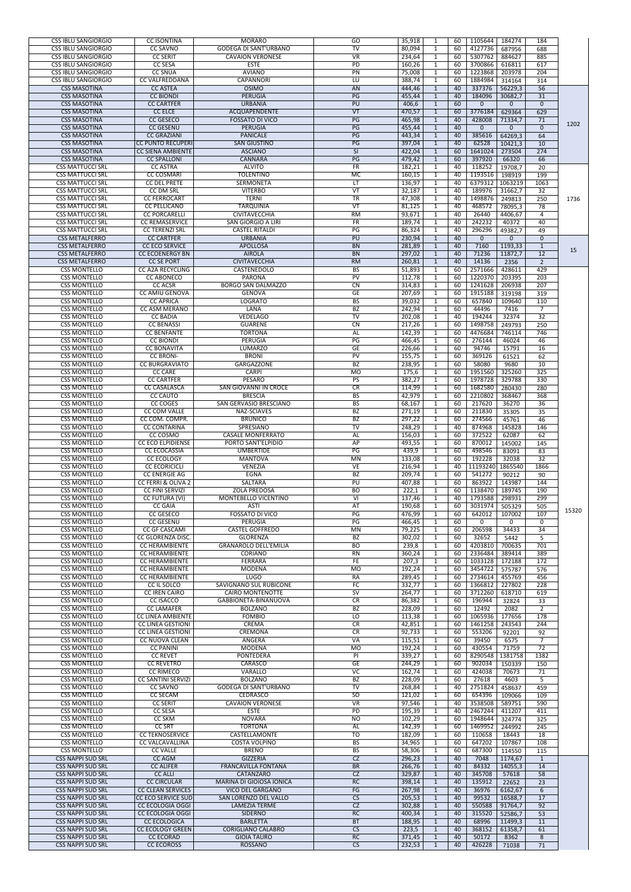| | | | | | | | | | | |
|---|---|---|---|---|---|---|---|---|---|---|
| CSS IBLU SANGIORGIO | CC ISONTINA | MORARO | GO | 35,918 | 1 | 60 | 1105644 | 184274 | 184 | |
| CSS IBLU SANGIORGIO | CC SAVNO | GODEGA DI SANT'URBANO | TV | 80,094 | 1 | 60 | 4127736 | 687956 | 688 | |
| CSS IBLU SANGIORGIO | CC SERIT | CAVAION VERONESE | VR | 234,64 | 1 | 60 | 5307762 | 884627 | 885 | |
| CSS IBLU SANGIORGIO | CC SESA | ESTE | PD | 160,26 | 1 | 60 | 3700866 | 616811 | 617 | |
| CSS IBLU SANGIORGIO | CC SNUA | AVIANO | PN | 75,008 | 1 | 60 | 1223868 | 203978 | 204 | |
| CSS IBLU SANGIORGIO | CC VALFREDDANA | CAPANNORI | LU | 388,74 | 1 | 60 | 1884984 | 314164 | 314 | |
| CSS MASOTINA | CC ASTEA | OSIMO | AN | 444,46 | 1 | 40 | 337376 | 56229,3 | 56 | 1202 |
| CSS MASOTINA | CC BIONDI | PERUGIA | PG | 455,44 | 1 | 40 | 184096 | 30682,7 | 31 | |
| CSS MASOTINA | CC CARTFER | URBANIA | PU | 406,6 | 1 | 60 | 0 | 0 | 0 | |
| CSS MASOTINA | CC ELCE | ACQUAPENDENTE | VT | 470,57 | 1 | 60 | 3776184 | 629364 | 629 | |
| CSS MASOTINA | CC GESECO | FOSSATO DI VICO | PG | 465,98 | 1 | 40 | 428008 | 71334,7 | 71 | |
| CSS MASOTINA | CC GESENU | PERUGIA | PG | 455,44 | 1 | 40 | 0 | 0 | 0 | |
| CSS MASOTINA | CC GRAZIANI | PANICALE | PG | 443,34 | 1 | 40 | 385616 | 64269,3 | 64 | |
| CSS MASOTINA | CC PUNTO RECUPERI | SAN GIUSTINO | PG | 397,04 | 1 | 40 | 62528 | 10421,3 | 10 | |
| CSS MASOTINA | CC SIENA AMBIENTE | ASCIANO | SI | 422,04 | 1 | 60 | 1641024 | 273504 | 274 | |
| CSS MASOTINA | CC SPALLONI | CANNARA | PG | 479,42 | 1 | 60 | 397920 | 66320 | 66 | |
| CSS MATTUCCI SRL | CC ASTRA | ALVITO | FR | 182,21 | 1 | 40 | 118252 | 19708,7 | 20 | 1736 |
| CSS MATTUCCI SRL | CC COSMARI | TOLENTINO | MC | 160,15 | 1 | 40 | 1193516 | 198919 | 199 | |
| CSS MATTUCCI SRL | CC DEL PRETE | SERMONETA | LT | 136,97 | 1 | 40 | 6379312 | 1063219 | 1063 | |
| CSS MATTUCCI SRL | CC DM SRL | VITERBO | VT | 32,187 | 1 | 40 | 189976 | 31662,7 | 32 | |
| CSS MATTUCCI SRL | CC FERROCART | TERNI | TR | 47,308 | 1 | 40 | 1498876 | 249813 | 250 | |
| CSS MATTUCCI SRL | CC PELLICANO | TARQUINIA | VT | 81,125 | 1 | 40 | 468572 | 78095,3 | 78 | |
| CSS MATTUCCI SRL | CC PORCARELLI | CIVITAVECCHIA | RM | 93,671 | 1 | 40 | 26440 | 4406,67 | 4 | |
| CSS MATTUCCI SRL | CC REMASERVICE | SAN GIORGIO A LIRI | FR | 189,74 | 1 | 40 | 242232 | 40372 | 40 | |
| CSS MATTUCCI SRL | CC TERENZI SRL | CASTEL RITALDI | PG | 86,324 | 1 | 40 | 296296 | 49382,7 | 49 | |
| CSS METALFERRO | CC CARTFER | URBANIA | PU | 230,94 | 1 | 40 | 0 | 0 | 0 | 15 |
| CSS METALFERRO | CC ECO SERVICE | APOLLOSA | BN | 281,89 | 1 | 40 | 7160 | 1193,33 | 1 | |
| CSS METALFERRO | CC ECOENERGY BN | AIROLA | BN | 297,02 | 1 | 40 | 71236 | 11872,7 | 12 | |
| CSS METALFERRO | CC SE PORT | CIVITAVECCHIA | RM | 260,81 | 1 | 40 | 14136 | 2356 | 2 | |
| CSS MONTELLO | CC A2A RECYCLING | CASTENEDOLO | BS | 51,893 | 1 | 60 | 2571666 | 428611 | 429 | 15320 |
| CSS MONTELLO | CC ABONECO | PARONA | PV | 112,78 | 1 | 60 | 1220370 | 203395 | 203 | |
| CSS MONTELLO | CC ACSR | BORGO SAN DALMAZZO | CN | 314,83 | 1 | 60 | 1241628 | 206938 | 207 | |
| CSS MONTELLO | CC AMIU GENOVA | GENOVA | GE | 207,69 | 1 | 60 | 1915188 | 319198 | 319 | |
| CSS MONTELLO | CC APRICA | LOGRATO | BS | 39,032 | 1 | 60 | 657840 | 109640 | 110 | |
| CSS MONTELLO | CC ASM MERANO | LANA | BZ | 242,94 | 1 | 60 | 44496 | 7416 | 7 | |
| CSS MONTELLO | CC BADIA | VEDELAGO | TV | 202,08 | 1 | 40 | 194244 | 32374 | 32 | |
| CSS MONTELLO | CC BENASSI | GUARENE | CN | 217,26 | 1 | 60 | 1498758 | 249793 | 250 | |
| CSS MONTELLO | CC BENFANTE | TORTONA | AL | 142,39 | 1 | 60 | 4476684 | 746114 | 746 | |
| CSS MONTELLO | CC BIONDI | PERUGIA | PG | 466,45 | 1 | 60 | 276144 | 46024 | 46 | |
| CSS MONTELLO | CC BONAVITA | LUMARZO | GE | 226,66 | 1 | 60 | 94746 | 15791 | 16 | |
| CSS MONTELLO | CC BRONI- | BRONI | PV | 155,75 | 1 | 60 | 369126 | 61521 | 62 | |
| CSS MONTELLO | CC BURGRAVIATO | GARGAZZONE | BZ | 238,95 | 1 | 60 | 58080 | 9680 | 10 | |
| CSS MONTELLO | CC CARE | CARPI | MO | 175,6 | 1 | 60 | 1951560 | 325260 | 325 | |
| CSS MONTELLO | CC CARTFER | PESARO | PS | 382,27 | 1 | 60 | 1978728 | 329788 | 330 | |
| CSS MONTELLO | CC CASALASCA | SAN GIOVANNI IN CROCE | CR | 114,99 | 1 | 60 | 1682580 | 280430 | 280 | |
| CSS MONTELLO | CC CAUTO | BRESCIA | BS | 42,979 | 1 | 60 | 2210802 | 368467 | 368 | |
| CSS MONTELLO | CC COGES | SAN GERVASIO BRESCIANO | BS | 68,167 | 1 | 60 | 217620 | 36270 | 36 | |
| CSS MONTELLO | CC COM VALLE | NAZ-SCIAVES | BZ | 271,19 | 1 | 60 | 211830 | 35305 | 35 | |
| CSS MONTELLO | CC COM. COMPR. | BRUNICO | BZ | 297,22 | 1 | 60 | 274566 | 45761 | 46 | |
| CSS MONTELLO | CC CONTARINA | SPRESIANO | TV | 248,29 | 1 | 40 | 874968 | 145828 | 146 | |
| CSS MONTELLO | CC COSMO | CASALE MONFERRATO | AL | 156,03 | 1 | 60 | 372522 | 62087 | 62 | |
| CSS MONTELLO | CC ECO ELPIDIENSE | PORTO SANT'ELPIDIO | AP | 493,55 | 1 | 60 | 870012 | 145002 | 145 | |
| CSS MONTELLO | CC ECOCASSIA | UMBERTIDE | PG | 439,9 | 1 | 60 | 498546 | 83091 | 83 | |
| CSS MONTELLO | CC ECOLOGY | MANTOVA | MN | 133,08 | 1 | 60 | 192228 | 32038 | 32 | |
| CSS MONTELLO | CC ECORICICLI | VENEZIA | VE | 216,94 | 1 | 40 | 11193240 | 1865540 | 1866 | |
| CSS MONTELLO | CC ENERGIE AG | EGNA | BZ | 209,74 | 1 | 60 | 541272 | 90212 | 90 | |
| CSS MONTELLO | CC FERRI & OLIVA 2 | SALTARA | PU | 407,88 | 1 | 60 | 863922 | 143987 | 144 | |
| CSS MONTELLO | CC FINI SERVIZI | ZOLA PREDOSA | BO | 222,1 | 1 | 60 | 1138470 | 189745 | 190 | |
| CSS MONTELLO | CC FUTURA (VI) | MONTEBELLO VICENTINO | VI | 137,46 | 1 | 40 | 1793588 | 298931 | 299 | |
| CSS MONTELLO | CC GAIA | ASTI | AT | 190,68 | 1 | 60 | 3031974 | 505329 | 505 | |
| CSS MONTELLO | CC GESECO | FOSSATO DI VICO | PG | 476,99 | 1 | 60 | 642012 | 107002 | 107 | |
| CSS MONTELLO | CC GESENU | PERUGIA | PG | 466,45 | 1 | 60 | 0 | 0 | 0 | |
| CSS MONTELLO | CC GF CASCAMI | CASTEL GOFFREDO | MN | 79,225 | 1 | 60 | 206598 | 34433 | 34 | |
| CSS MONTELLO | CC GLORENZA DISC. | GLORENZA | BZ | 302,02 | 1 | 60 | 32652 | 5442 | 5 | |
| CSS MONTELLO | CC HERAMBIENTE | GRANAROLO DELL'EMILIA | BO | 239,8 | 1 | 60 | 4203810 | 700635 | 701 | |
| CSS MONTELLO | CC HERAMBIENTE | CORIANO | RN | 360,24 | 1 | 60 | 2336484 | 389414 | 389 | |
| CSS MONTELLO | CC HERAMBIENTE | FERRARA | FE | 207,3 | 1 | 60 | 1033128 | 172188 | 172 | |
| CSS MONTELLO | CC HERAMBIENTE | MODENA | MO | 192,24 | 1 | 60 | 3454722 | 575787 | 576 | |
| CSS MONTELLO | CC HERAMBIENTE | LUGO | RA | 289,45 | 1 | 60 | 2734614 | 455769 | 456 | |
| CSS MONTELLO | CC IL SOLCO | SAVIGNANO SUL RUBICONE | FC | 332,77 | 1 | 60 | 1366812 | 227802 | 228 | |
| CSS MONTELLO | CC IREN CAIRO | CAIRO MONTENOTTE | SV | 264,77 | 1 | 60 | 3712260 | 618710 | 619 | |
| CSS MONTELLO | CC ISACCO | GABBIONETA-BINANUOVA | CR | 86,382 | 1 | 60 | 196944 | 32824 | 33 | |
| CSS MONTELLO | CC LAMAFER | BOLZANO | BZ | 228,09 | 1 | 60 | 12492 | 2082 | 2 | |
| CSS MONTELLO | CC LINEA AMBIENTE | FOMBIO | LO | 113,38 | 1 | 60 | 1065936 | 177656 | 178 | |
| CSS MONTELLO | CC LINEA GESTIONI | CREMA | CR | 42,851 | 1 | 60 | 1461258 | 243543 | 244 | |
| CSS MONTELLO | CC LINEA GESTIONI | CREMONA | CR | 92,733 | 1 | 60 | 553206 | 92201 | 92 | |
| CSS MONTELLO | CC NUOVA CLEAN | ANGERA | VA | 115,51 | 1 | 60 | 39450 | 6575 | 7 | |
| CSS MONTELLO | CC PANINI | MODENA | MO | 192,24 | 1 | 60 | 430554 | 71759 | 72 | |
| CSS MONTELLO | CC REVET | PONTEDERA | PI | 339,27 | 1 | 60 | 8290548 | 1381758 | 1382 | |
| CSS MONTELLO | CC REVETRO | CARASCO | GE | 244,29 | 1 | 60 | 902034 | 150339 | 150 | |
| CSS MONTELLO | CC RIMECO | VARALLO | VC | 162,74 | 1 | 60 | 424038 | 70673 | 71 | |
| CSS MONTELLO | CC SANTINI SERVIZI | BOLZANO | BZ | 228,09 | 1 | 60 | 27618 | 4603 | 5 | |
| CSS MONTELLO | CC SAVNO | GODEGA DI SANT'URBANO | TV | 268,84 | 1 | 40 | 2751824 | 458637 | 459 | |
| CSS MONTELLO | CC SECAM | CEDRASCO | SO | 121,02 | 1 | 60 | 654396 | 109066 | 109 | |
| CSS MONTELLO | CC SERIT | CAVAION VERONESE | VR | 97,546 | 1 | 40 | 3538508 | 589751 | 590 | |
| CSS MONTELLO | CC SESA | ESTE | PD | 195,39 | 1 | 40 | 2467244 | 411207 | 411 | |
| CSS MONTELLO | CC SKM | NOVARA | NO | 102,29 | 1 | 60 | 1948644 | 324774 | 325 | |
| CSS MONTELLO | CC SRT | TORTONA | AL | 142,39 | 1 | 60 | 1469952 | 244992 | 245 | |
| CSS MONTELLO | CC TEKNOSERVICE | CASTELLAMONTE | TO | 182,09 | 1 | 60 | 110658 | 18443 | 18 | |
| CSS MONTELLO | CC VALCAVALLINA | COSTA VOLPINO | BS | 34,965 | 1 | 60 | 647202 | 107867 | 108 | |
| CSS MONTELLO | CC VALLE | BRENO | BS | 58,306 | 1 | 60 | 687300 | 114550 | 115 | |
| CSS NAPPI SUD SRL | CC AGM | GIZZERIA | CZ | 296,23 | 1 | 40 | 7048 | 1174,67 | 1 | |
| CSS NAPPI SUD SRL | CC ALIFER | FRANCAVILLA FONTANA | BR | 266,76 | 1 | 40 | 84332 | 14055,3 | 14 | |
| CSS NAPPI SUD SRL | CC ALLI | CATANZARO | CZ | 329,87 | 1 | 40 | 345708 | 57618 | 58 | |
| CSS NAPPI SUD SRL | CC CIRCULAR | MARINA DI GIOIOSA IONICA | RC | 398,14 | 1 | 40 | 135912 | 22652 | 23 | |
| CSS NAPPI SUD SRL | CC CLEAN SERVICES | VICO DEL GARGANO | FG | 267,98 | 1 | 40 | 36976 | 6162,67 | 6 | |
| CSS NAPPI SUD SRL | CC ECO SERVICE SUD | SAN LORENZO DEL VALLO | CS | 205,53 | 1 | 40 | 99532 | 16588,7 | 17 | |
| CSS NAPPI SUD SRL | CC ECOLOGIA OGGI | LAMEZIA TERME | CZ | 302,88 | 1 | 40 | 550588 | 91764,7 | 92 | |
| CSS NAPPI SUD SRL | CC ECOLOGIA OGGI | SIDERNO | RC | 400,34 | 1 | 40 | 315520 | 52586,7 | 53 | |
| CSS NAPPI SUD SRL | CC ECOLOGICA | BARLETTA | BT | 188,95 | 1 | 40 | 68996 | 11499,3 | 11 | |
| CSS NAPPI SUD SRL | CC ECOLOGY GREEN | CORIGLIANO CALABRO | CS | 223,5 | 1 | 40 | 368152 | 61358,7 | 61 | |
| CSS NAPPI SUD SRL | CC ECORAD | GIOIA TAURO | RC | 371,45 | 1 | 40 | 50172 | 8362 | 8 | |
| CSS NAPPI SUD SRL | CC ECOROSS | ROSSANO | CS | 232,53 | 1 | 40 | 426228 | 71038 | 71 | |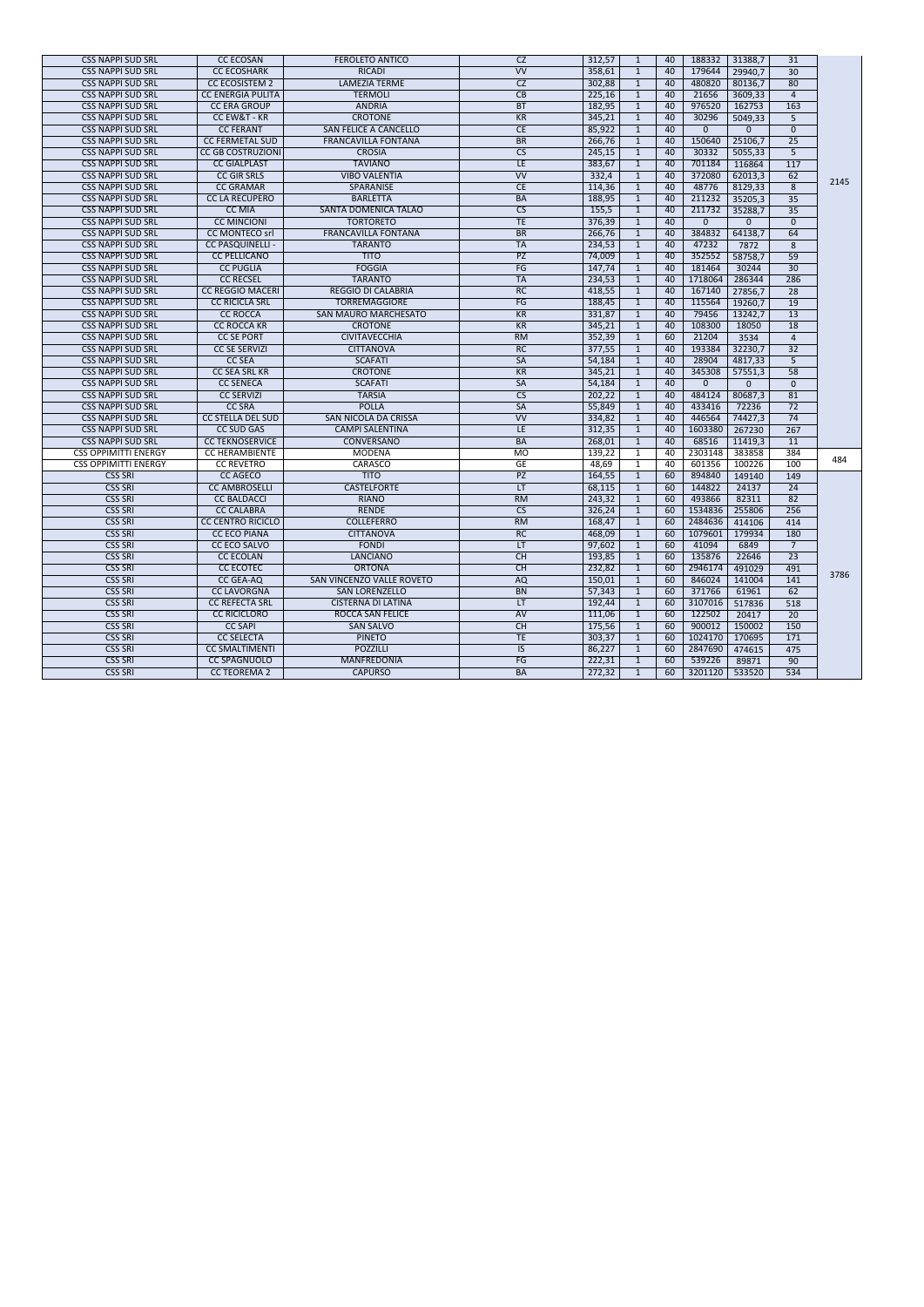| | | | | | | | | | | |
|---|---|---|---|---|---|---|---|---|---|---|
| CSS NAPPI SUD SRL | CC ECOSAN | FEROLETO ANTICO | CZ | 312,57 | 1 | 40 | 188332 | 31388,7 | 31 | 2145 |
| CSS NAPPI SUD SRL | CC ECOSHARK | RICADI | VV | 358,61 | 1 | 40 | 179644 | 29940,7 | 30 | |
| CSS NAPPI SUD SRL | CC ECOSISTEM 2 | LAMEZIA TERME | CZ | 302,88 | 1 | 40 | 480820 | 80136,7 | 80 | |
| CSS NAPPI SUD SRL | CC ENERGIA PULITA | TERMOLI | CB | 225,16 | 1 | 40 | 21656 | 3609,33 | 4 | |
| CSS NAPPI SUD SRL | CC ERA GROUP | ANDRIA | BT | 182,95 | 1 | 40 | 976520 | 162753 | 163 | |
| CSS NAPPI SUD SRL | CC EW&T - KR | CROTONE | KR | 345,21 | 1 | 40 | 30296 | 5049,33 | 5 | |
| CSS NAPPI SUD SRL | CC FERANT | SAN FELICE A CANCELLO | CE | 85,922 | 1 | 40 | 0 | 0 | 0 | |
| CSS NAPPI SUD SRL | CC FERMETAL SUD | FRANCAVILLA FONTANA | BR | 266,76 | 1 | 40 | 150640 | 25106,7 | 25 | |
| CSS NAPPI SUD SRL | CC GB COSTRUZIONI | CROSIA | CS | 245,15 | 1 | 40 | 30332 | 5055,33 | 5 | |
| CSS NAPPI SUD SRL | CC GIALPLAST | TAVIANO | LE | 383,67 | 1 | 40 | 701184 | 116864 | 117 | |
| CSS NAPPI SUD SRL | CC GIR SRLS | VIBO VALENTIA | VV | 332,4 | 1 | 40 | 372080 | 62013,3 | 62 | |
| CSS NAPPI SUD SRL | CC GRAMAR | SPARANISE | CE | 114,36 | 1 | 40 | 48776 | 8129,33 | 8 | |
| CSS NAPPI SUD SRL | CC LA RECUPERO | BARLETTA | BA | 188,95 | 1 | 40 | 211232 | 35205,3 | 35 | |
| CSS NAPPI SUD SRL | CC MIA | SANTA DOMENICA TALAO | CS | 155,5 | 1 | 40 | 211732 | 35288,7 | 35 | |
| CSS NAPPI SUD SRL | CC MINCIONI | TORTORETO | TE | 376,39 | 1 | 40 | 0 | 0 | 0 | |
| CSS NAPPI SUD SRL | CC MONTECO srl | FRANCAVILLA FONTANA | BR | 266,76 | 1 | 40 | 384832 | 64138,7 | 64 | |
| CSS NAPPI SUD SRL | CC PASQUINELLI - | TARANTO | TA | 234,53 | 1 | 40 | 47232 | 7872 | 8 | |
| CSS NAPPI SUD SRL | CC PELLICANO | TITO | PZ | 74,009 | 1 | 40 | 352552 | 58758,7 | 59 | |
| CSS NAPPI SUD SRL | CC PUGLIA | FOGGIA | FG | 147,74 | 1 | 40 | 181464 | 30244 | 30 | |
| CSS NAPPI SUD SRL | CC RECSEL | TARANTO | TA | 234,53 | 1 | 40 | 1718064 | 286344 | 286 | |
| CSS NAPPI SUD SRL | CC REGGIO MACERI | REGGIO DI CALABRIA | RC | 418,55 | 1 | 40 | 167140 | 27856,7 | 28 | |
| CSS NAPPI SUD SRL | CC RICICLA SRL | TORREMAGGIORE | FG | 188,45 | 1 | 40 | 115564 | 19260,7 | 19 | |
| CSS NAPPI SUD SRL | CC ROCCA | SAN MAURO MARCHESATO | KR | 331,87 | 1 | 40 | 79456 | 13242,7 | 13 | |
| CSS NAPPI SUD SRL | CC ROCCA KR | CROTONE | KR | 345,21 | 1 | 40 | 108300 | 18050 | 18 | |
| CSS NAPPI SUD SRL | CC SE PORT | CIVITAVECCHIA | RM | 352,39 | 1 | 60 | 21204 | 3534 | 4 | |
| CSS NAPPI SUD SRL | CC SE SERVIZI | CITTANOVA | RC | 377,55 | 1 | 40 | 193384 | 32230,7 | 32 | |
| CSS NAPPI SUD SRL | CC SEA | SCAFATI | SA | 54,184 | 1 | 40 | 28904 | 4817,33 | 5 | |
| CSS NAPPI SUD SRL | CC SEA SRL KR | CROTONE | KR | 345,21 | 1 | 40 | 345308 | 57551,3 | 58 | |
| CSS NAPPI SUD SRL | CC SENECA | SCAFATI | SA | 54,184 | 1 | 40 | 0 | 0 | 0 | |
| CSS NAPPI SUD SRL | CC SERVIZI | TARSIA | CS | 202,22 | 1 | 40 | 484124 | 80687,3 | 81 | |
| CSS NAPPI SUD SRL | CC SRA | POLLA | SA | 55,849 | 1 | 40 | 433416 | 72236 | 72 | |
| CSS NAPPI SUD SRL | CC STELLA DEL SUD | SAN NICOLA DA CRISSA | VV | 334,82 | 1 | 40 | 446564 | 74427,3 | 74 | |
| CSS NAPPI SUD SRL | CC SUD GAS | CAMPI SALENTINA | LE | 312,35 | 1 | 40 | 1603380 | 267230 | 267 | |
| CSS NAPPI SUD SRL | CC TEKNOSERVICE | CONVERSANO | BA | 268,01 | 1 | 40 | 68516 | 11419,3 | 11 | |
| CSS OPPIMITTI ENERGY | CC HERAMBIENTE | MODENA | MO | 139,22 | 1 | 40 | 2303148 | 383858 | 384 | 484 |
| CSS OPPIMITTI ENERGY | CC REVETRO | CARASCO | GE | 48,69 | 1 | 40 | 601356 | 100226 | 100 | |
| CSS SRl | CC AGECO | TITO | PZ | 164,55 | 1 | 60 | 894840 | 149140 | 149 | 3786 |
| CSS SRl | CC AMBROSELLI | CASTELFORTE | LT | 68,115 | 1 | 60 | 144822 | 24137 | 24 | |
| CSS SRl | CC BALDACCI | RIANO | RM | 243,32 | 1 | 60 | 493866 | 82311 | 82 | |
| CSS SRl | CC CALABRA | RENDE | CS | 326,24 | 1 | 60 | 1534836 | 255806 | 256 | |
| CSS SRl | CC CENTRO RICICLO | COLLEFERRO | RM | 168,47 | 1 | 60 | 2484636 | 414106 | 414 | |
| CSS SRl | CC ECO PIANA | CITTANOVA | RC | 468,09 | 1 | 60 | 1079601 | 179934 | 180 | |
| CSS SRl | CC ECO SALVO | FONDI | LT | 97,602 | 1 | 60 | 41094 | 6849 | 7 | |
| CSS SRl | CC ECOLAN | LANCIANO | CH | 193,85 | 1 | 60 | 135876 | 22646 | 23 | |
| CSS SRl | CC ECOTEC | ORTONA | CH | 232,82 | 1 | 60 | 2946174 | 491029 | 491 | |
| CSS SRl | CC GEA-AQ | SAN VINCENZO VALLE ROVETO | AQ | 150,01 | 1 | 60 | 846024 | 141004 | 141 | |
| CSS SRl | CC LAVORGNA | SAN LORENZELLO | BN | 57,343 | 1 | 60 | 371766 | 61961 | 62 | |
| CSS SRl | CC REFECTA SRL | CISTERNA DI LATINA | LT | 192,44 | 1 | 60 | 3107016 | 517836 | 518 | |
| CSS SRl | CC RICICLORO | ROCCA SAN FELICE | AV | 111,06 | 1 | 60 | 122502 | 20417 | 20 | |
| CSS SRl | CC SAPI | SAN SALVO | CH | 175,56 | 1 | 60 | 900012 | 150002 | 150 | |
| CSS SRl | CC SELECTA | PINETO | TE | 303,37 | 1 | 60 | 1024170 | 170695 | 171 | |
| CSS SRl | CC SMALTIMENTI | POZZILLI | IS | 86,227 | 1 | 60 | 2847690 | 474615 | 475 | |
| CSS SRl | CC SPAGNUOLO | MANFREDONIA | FG | 222,31 | 1 | 60 | 539226 | 89871 | 90 | |
| CSS SRl | CC TEOREMA 2 | CAPURSO | BA | 272,32 | 1 | 60 | 3201120 | 533520 | 534 | |